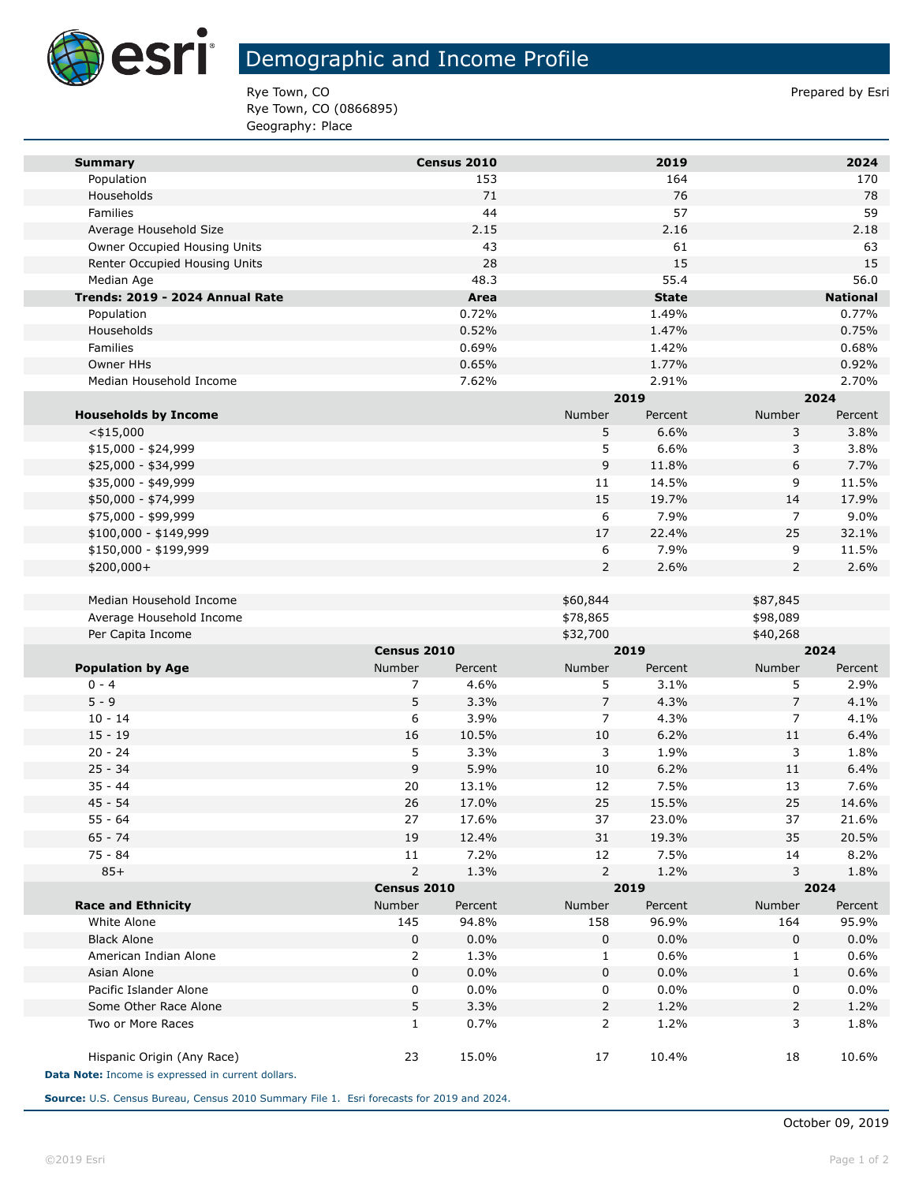# Demographic and Income Profile

Rye Town, CO
Rye Town, CO (0866895)
Geography: Place

Prepared by Esri

| Summary | Census 2010 | 2019 | 2024 |
|---|---|---|---|
| Population | 153 | 164 | 170 |
| Households | 71 | 76 | 78 |
| Families | 44 | 57 | 59 |
| Average Household Size | 2.15 | 2.16 | 2.18 |
| Owner Occupied Housing Units | 43 | 61 | 63 |
| Renter Occupied Housing Units | 28 | 15 | 15 |
| Median Age | 48.3 | 55.4 | 56.0 |

| Trends: 2019 - 2024 Annual Rate | Area | State | National |
|---|---|---|---|
| Population | 0.72% | 1.49% | 0.77% |
| Households | 0.52% | 1.47% | 0.75% |
| Families | 0.69% | 1.42% | 0.68% |
| Owner HHs | 0.65% | 1.77% | 0.92% |
| Median Household Income | 7.62% | 2.91% | 2.70% |

| | 2019 | | 2024 | |
|---|---|---|---|---|
| Households by Income | Number | Percent | Number | Percent |
| <$15,000 | 5 | 6.6% | 3 | 3.8% |
| $15,000 - $24,999 | 5 | 6.6% | 3 | 3.8% |
| $25,000 - $34,999 | 9 | 11.8% | 6 | 7.7% |
| $35,000 - $49,999 | 11 | 14.5% | 9 | 11.5% |
| $50,000 - $74,999 | 15 | 19.7% | 14 | 17.9% |
| $75,000 - $99,999 | 6 | 7.9% | 7 | 9.0% |
| $100,000 - $149,999 | 17 | 22.4% | 25 | 32.1% |
| $150,000 - $199,999 | 6 | 7.9% | 9 | 11.5% |
| $200,000+ | 2 | 2.6% | 2 | 2.6% |
| | | | | |
| Median Household Income | $60,844 | | $87,845 | |
| Average Household Income | $78,865 | | $98,089 | |
| Per Capita Income | $32,700 | | $40,268 | |

| | Census 2010 | | 2019 | | 2024 | |
|---|---|---|---|---|---|---|
| Population by Age | Number | Percent | Number | Percent | Number | Percent |
| 0 - 4 | 7 | 4.6% | 5 | 3.1% | 5 | 2.9% |
| 5 - 9 | 5 | 3.3% | 7 | 4.3% | 7 | 4.1% |
| 10 - 14 | 6 | 3.9% | 7 | 4.3% | 7 | 4.1% |
| 15 - 19 | 16 | 10.5% | 10 | 6.2% | 11 | 6.4% |
| 20 - 24 | 5 | 3.3% | 3 | 1.9% | 3 | 1.8% |
| 25 - 34 | 9 | 5.9% | 10 | 6.2% | 11 | 6.4% |
| 35 - 44 | 20 | 13.1% | 12 | 7.5% | 13 | 7.6% |
| 45 - 54 | 26 | 17.0% | 25 | 15.5% | 25 | 14.6% |
| 55 - 64 | 27 | 17.6% | 37 | 23.0% | 37 | 21.6% |
| 65 - 74 | 19 | 12.4% | 31 | 19.3% | 35 | 20.5% |
| 75 - 84 | 11 | 7.2% | 12 | 7.5% | 14 | 8.2% |
| 85+ | 2 | 1.3% | 2 | 1.2% | 3 | 1.8% |

| | Census 2010 | | 2019 | | 2024 | |
|---|---|---|---|---|---|---|
| Race and Ethnicity | Number | Percent | Number | Percent | Number | Percent |
| White Alone | 145 | 94.8% | 158 | 96.9% | 164 | 95.9% |
| Black Alone | 0 | 0.0% | 0 | 0.0% | 0 | 0.0% |
| American Indian Alone | 2 | 1.3% | 1 | 0.6% | 1 | 0.6% |
| Asian Alone | 0 | 0.0% | 0 | 0.0% | 1 | 0.6% |
| Pacific Islander Alone | 0 | 0.0% | 0 | 0.0% | 0 | 0.0% |
| Some Other Race Alone | 5 | 3.3% | 2 | 1.2% | 2 | 1.2% |
| Two or More Races | 1 | 0.7% | 2 | 1.2% | 3 | 1.8% |
| | | | | | | |
| Hispanic Origin (Any Race) | 23 | 15.0% | 17 | 10.4% | 18 | 10.6% |

**Data Note:** Income is expressed in current dollars.

**Source:** U.S. Census Bureau, Census 2010 Summary File 1. Esri forecasts for 2019 and 2024.

October 09, 2019

©2019 Esri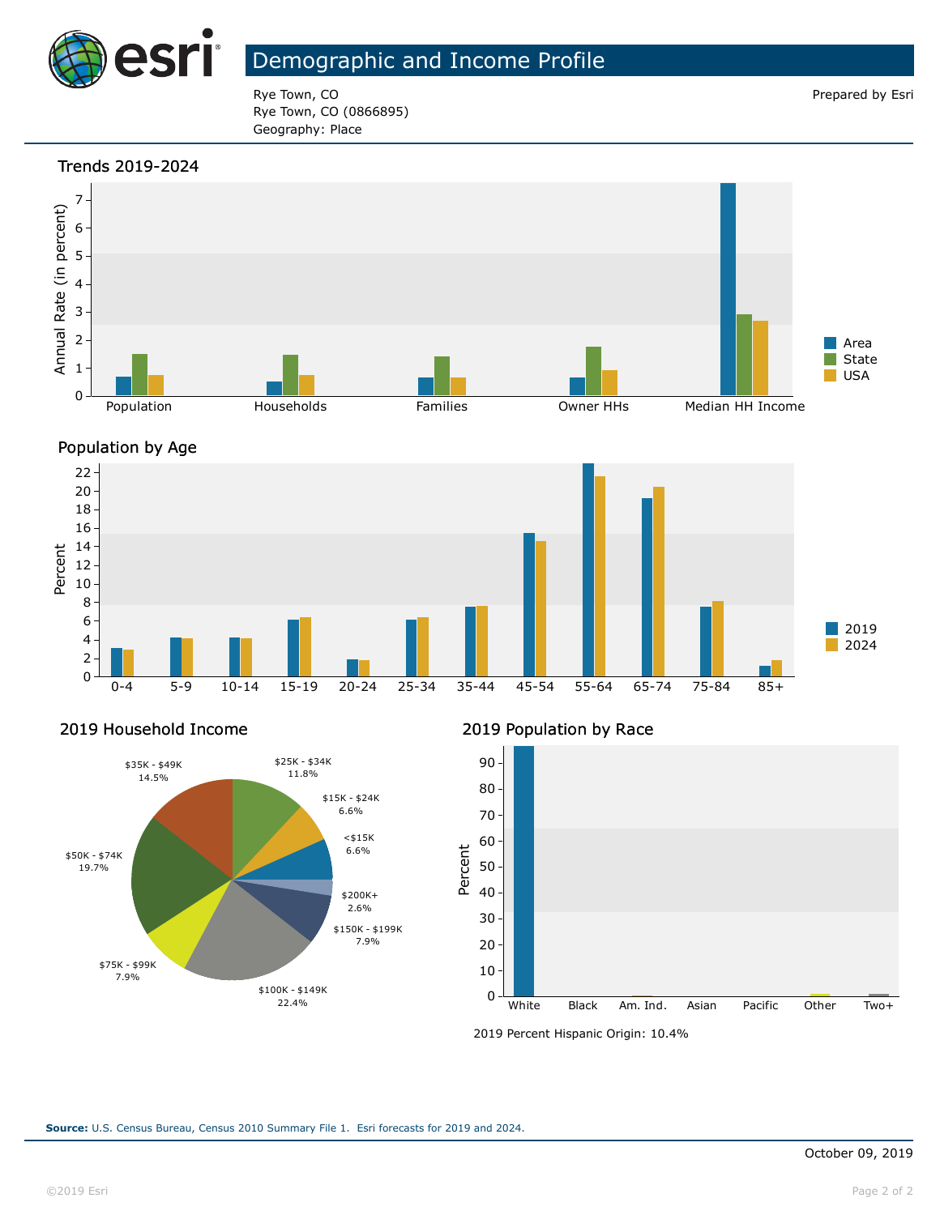# Demographic and Income Profile

Rye Town, CO
Rye Town, CO (0866895)
Geography: Place

Prepared by Esri

## Trends 2019-2024

Annual Rate (in percent)

0
1
2
3
4
5
6
7

Population
Households
Families
Owner HHs
Median HH Income

Area
State
USA

## Population by Age

Percent

0
2
4
6
8
10
12
14
16
18
20
22

0-4
5-9
10-14
15-19
20-24
25-34
35-44
45-54
55-64
65-74
75-84
85+

2019
2024

## 2019 Household Income

$35K - $49K
14.5%

$25K - $34K
11.8%

$15K - $24K
6.6%

<$15K
6.6%

$50K - $74K
19.7%

$200K+
2.6%

$150K - $199K
7.9%

$75K - $99K
7.9%

$100K - $149K
22.4%

## 2019 Population by Race

Percent

0
10
20
30
40
50
60
70
80
90

White
Black
Am. Ind.
Asian
Pacific
Other
Two+

2019 Percent Hispanic Origin: 10.4%

**Source:** U.S. Census Bureau, Census 2010 Summary File 1. Esri forecasts for 2019 and 2024.

October 09, 2019

©2019 Esri